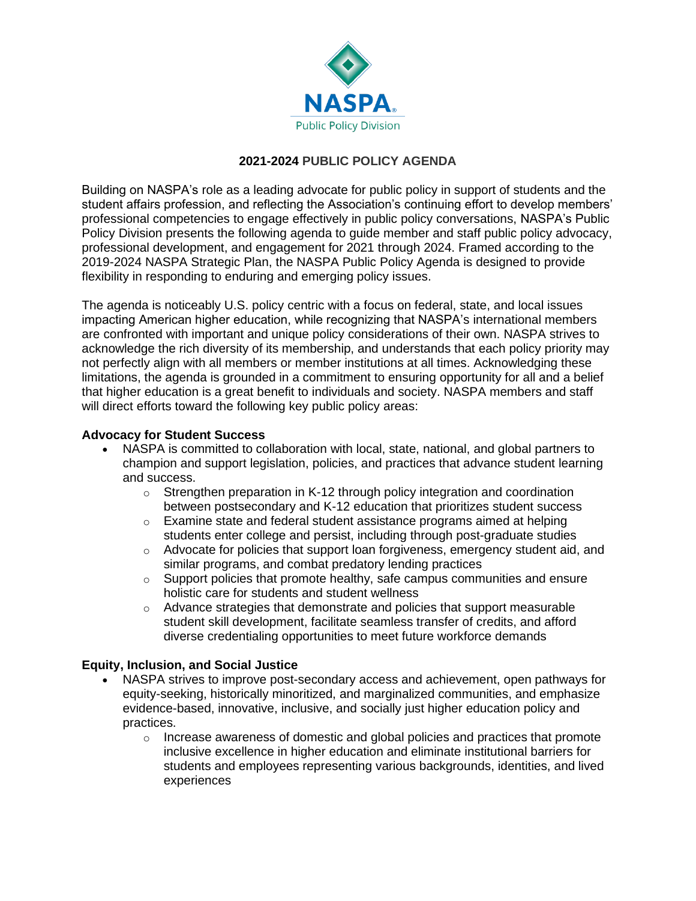NASPA

Public Policy Division

# 2021-2024 PUBLIC POLICY AGENDA

Building on NASPA's role as a leading advocate for public policy in support of students and the student affairs profession, and reflecting the Association's continuing effort to develop members' professional competencies to engage effectively in public policy conversations, NASPA's Public Policy Division presents the following agenda to guide member and staff public policy advocacy, professional development, and engagement for 2021 through 2024. Framed according to the 2019-2024 NASPA Strategic Plan, the NASPA Public Policy Agenda is designed to provide flexibility in responding to enduring and emerging policy issues.

The agenda is noticeably U.S. policy centric with a focus on federal, state, and local issues impacting American higher education, while recognizing that NASPA's international members are confronted with important and unique policy considerations of their own. NASPA strives to acknowledge the rich diversity of its membership, and understands that each policy priority may not perfectly align with all members or member institutions at all times. Acknowledging these limitations, the agenda is grounded in a commitment to ensuring opportunity for all and a belief that higher education is a great benefit to individuals and society. NASPA members and staff will direct efforts toward the following key public policy areas:

**Advocacy for Student Success**

- NASPA is committed to collaboration with local, state, national, and global partners to champion and support legislation, policies, and practices that advance student learning and success.
  - Strengthen preparation in K-12 through policy integration and coordination between postsecondary and K-12 education that prioritizes student success
  - Examine state and federal student assistance programs aimed at helping students enter college and persist, including through post-graduate studies
  - Advocate for policies that support loan forgiveness, emergency student aid, and similar programs, and combat predatory lending practices
  - Support policies that promote healthy, safe campus communities and ensure holistic care for students and student wellness
  - Advance strategies that demonstrate and policies that support measurable student skill development, facilitate seamless transfer of credits, and afford diverse credentialing opportunities to meet future workforce demands

**Equity, Inclusion, and Social Justice**

- NASPA strives to improve post-secondary access and achievement, open pathways for equity-seeking, historically minoritized, and marginalized communities, and emphasize evidence-based, innovative, inclusive, and socially just higher education policy and practices.
  - Increase awareness of domestic and global policies and practices that promote inclusive excellence in higher education and eliminate institutional barriers for students and employees representing various backgrounds, identities, and lived experiences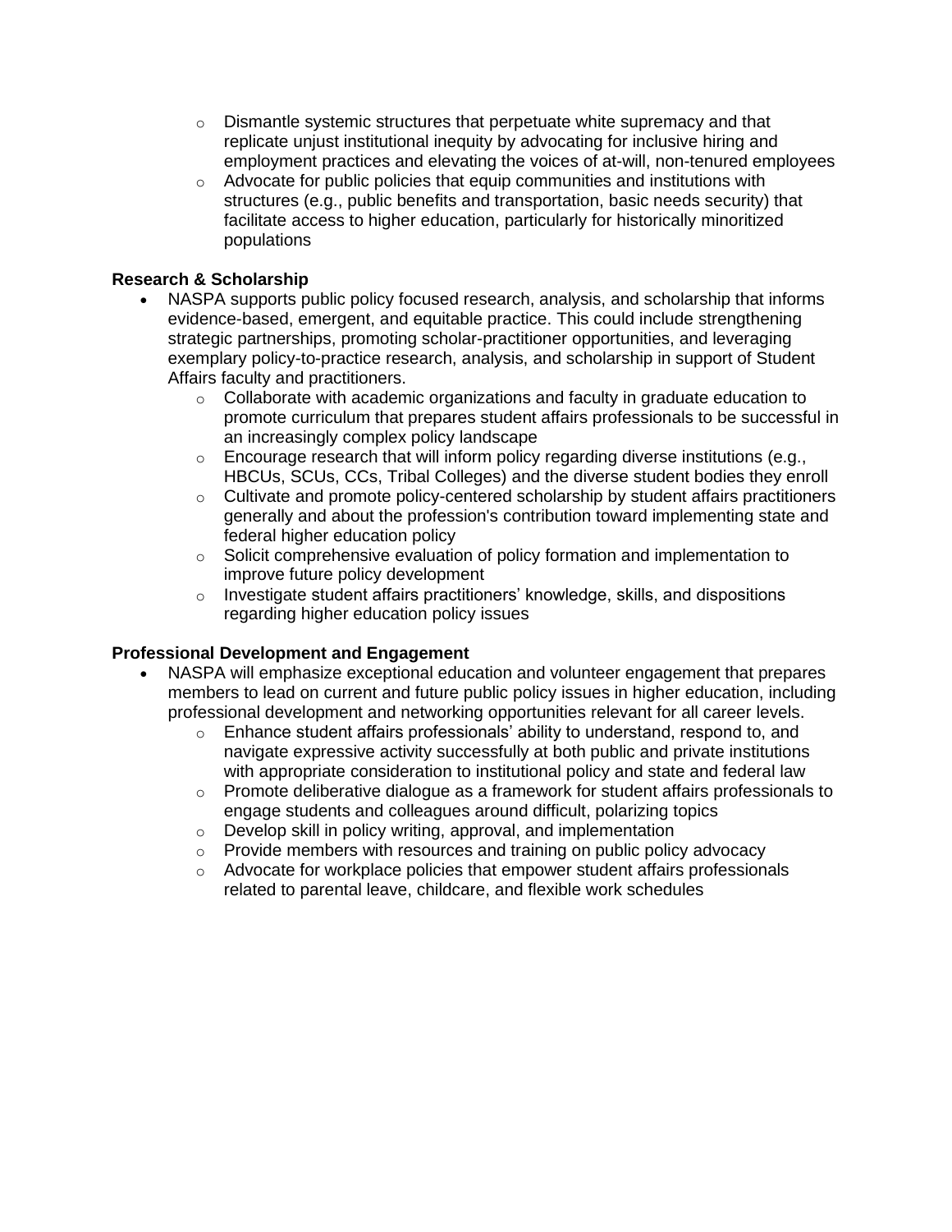- Dismantle systemic structures that perpetuate white supremacy and that replicate unjust institutional inequity by advocating for inclusive hiring and employment practices and elevating the voices of at-will, non-tenured employees
  - Advocate for public policies that equip communities and institutions with structures (e.g., public benefits and transportation, basic needs security) that facilitate access to higher education, particularly for historically minoritized populations

**Research & Scholarship**

- NASPA supports public policy focused research, analysis, and scholarship that informs evidence-based, emergent, and equitable practice. This could include strengthening strategic partnerships, promoting scholar-practitioner opportunities, and leveraging exemplary policy-to-practice research, analysis, and scholarship in support of Student Affairs faculty and practitioners.
  - Collaborate with academic organizations and faculty in graduate education to promote curriculum that prepares student affairs professionals to be successful in an increasingly complex policy landscape
  - Encourage research that will inform policy regarding diverse institutions (e.g., HBCUs, SCUs, CCs, Tribal Colleges) and the diverse student bodies they enroll
  - Cultivate and promote policy-centered scholarship by student affairs practitioners generally and about the profession's contribution toward implementing state and federal higher education policy
  - Solicit comprehensive evaluation of policy formation and implementation to improve future policy development
  - Investigate student affairs practitioners' knowledge, skills, and dispositions regarding higher education policy issues

**Professional Development and Engagement**

- NASPA will emphasize exceptional education and volunteer engagement that prepares members to lead on current and future public policy issues in higher education, including professional development and networking opportunities relevant for all career levels.
  - Enhance student affairs professionals' ability to understand, respond to, and navigate expressive activity successfully at both public and private institutions with appropriate consideration to institutional policy and state and federal law
  - Promote deliberative dialogue as a framework for student affairs professionals to engage students and colleagues around difficult, polarizing topics
  - Develop skill in policy writing, approval, and implementation
  - Provide members with resources and training on public policy advocacy
  - Advocate for workplace policies that empower student affairs professionals related to parental leave, childcare, and flexible work schedules